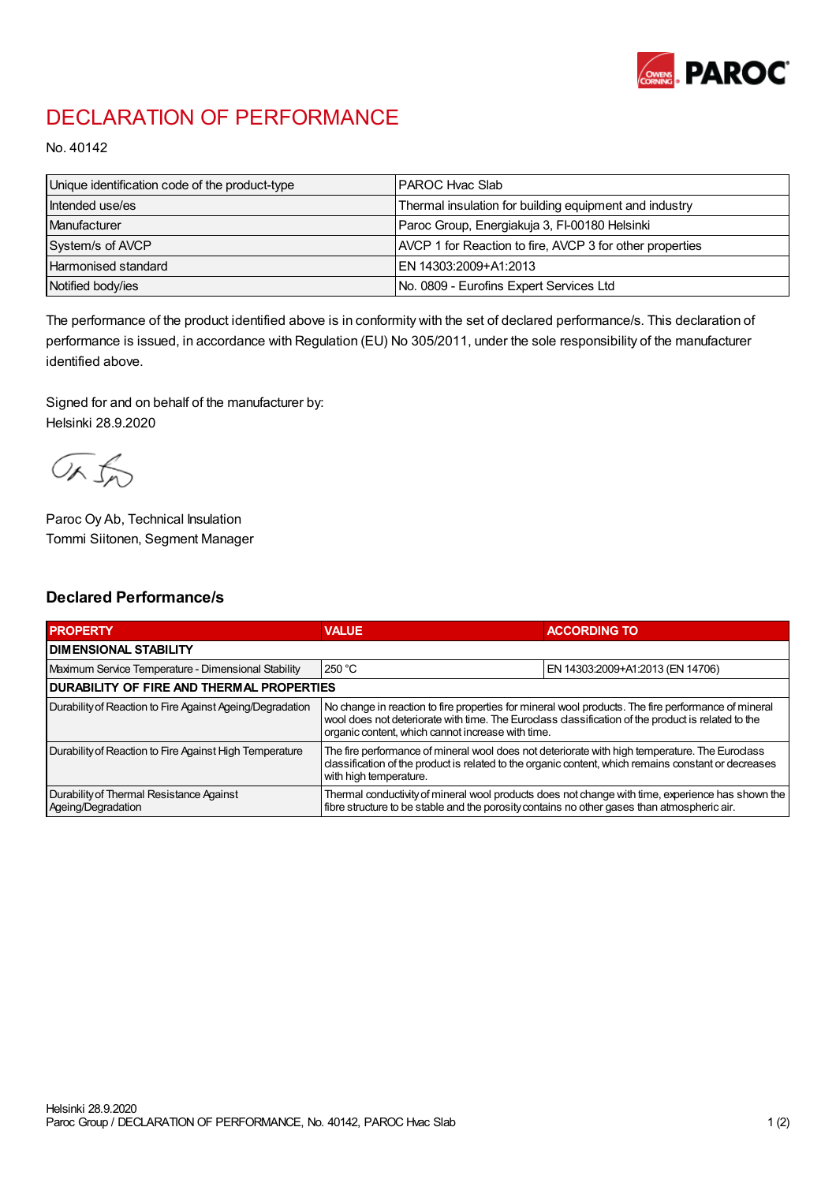# DECLARATION OF PERFORMANCE

No. 40142

| Unique identification code of the product-type | PAROC Hvac Slab |
|---|---|
| Intended use/es | Thermal insulation for building equipment and industry |
| Manufacturer | Paroc Group, Energiakuja 3, FI-00180 Helsinki |
| System/s of AVCP | AVCP 1 for Reaction to fire, AVCP 3 for other properties |
| Harmonised standard | EN 14303:2009+A1:2013 |
| Notified body/ies | No. 0809 - Eurofins Expert Services Ltd |

The performance of the product identified above is in conformity with the set of declared performance/s. This declaration of performance is issued, in accordance with Regulation (EU) No 305/2011, under the sole responsibility of the manufacturer identified above.

Signed for and on behalf of the manufacturer by:
Helsinki 28.9.2020

Paroc Oy Ab, Technical Insulation
Tommi Siitonen, Segment Manager

## Declared Performance/s

| PROPERTY | VALUE | ACCORDING TO |
|---|---|---|
| **DIMENSIONAL STABILITY** | | |
| Maximum Service Temperature - Dimensional Stability | 250 °C | EN 14303:2009+A1:2013 (EN 14706) |
| **DURABILITY OF FIRE AND THERMAL PROPERTIES** | | |
| Durability of Reaction to Fire Against Ageing/Degradation | No change in reaction to fire properties for mineral wool products. The fire performance of mineral wool does not deteriorate with time. The Euroclass classification of the product is related to the organic content, which cannot increase with time. | |
| Durability of Reaction to Fire Against High Temperature | The fire performance of mineral wool does not deteriorate with high temperature. The Euroclass classification of the product is related to the organic content, which remains constant or decreases with high temperature. | |
| Durability of Thermal Resistance Against Ageing/Degradation | Thermal conductivity of mineral wool products does not change with time, experience has shown the fibre structure to be stable and the porosity contains no other gases than atmospheric air. | |

Helsinki 28.9.2020
Paroc Group / DECLARATION OF PERFORMANCE, No. 40142, PAROC Hvac Slab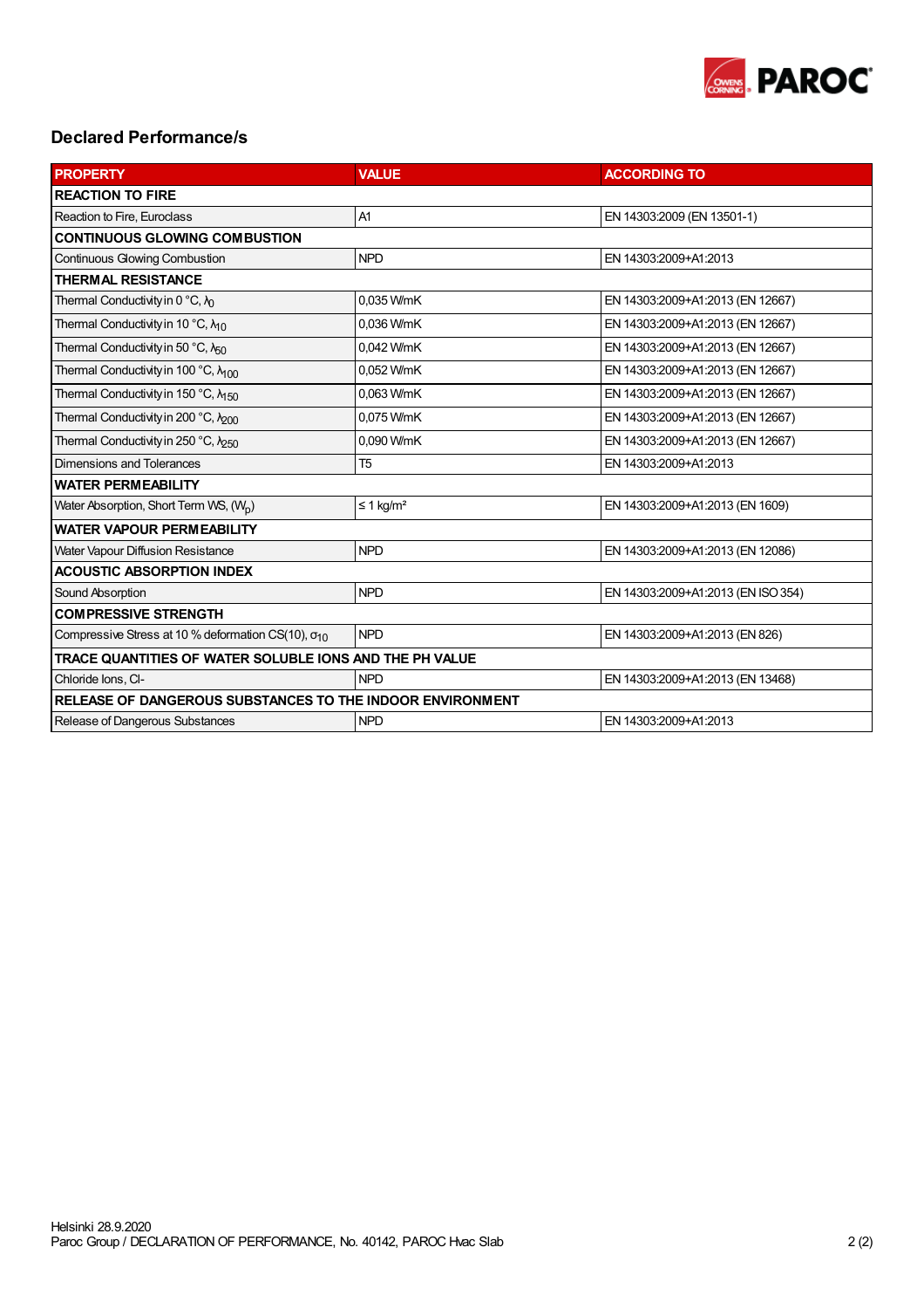## Declared Performance/s

| PROPERTY | VALUE | ACCORDING TO |
|---|---|---|
| **REACTION TO FIRE** | | |
| Reaction to Fire, Euroclass | A1 | EN 14303:2009 (EN 13501-1) |
| **CONTINUOUS GLOWING COMBUSTION** | | |
| Continuous Glowing Combustion | NPD | EN 14303:2009+A1:2013 |
| **THERMAL RESISTANCE** | | |
| Thermal Conductivity in 0 °C, $\lambda_0$ | 0,035 W/mK | EN 14303:2009+A1:2013 (EN 12667) |
| Thermal Conductivity in 10 °C, $\lambda_{10}$ | 0,036 W/mK | EN 14303:2009+A1:2013 (EN 12667) |
| Thermal Conductivity in 50 °C, $\lambda_{50}$ | 0,042 W/mK | EN 14303:2009+A1:2013 (EN 12667) |
| Thermal Conductivity in 100 °C, $\lambda_{100}$ | 0,052 W/mK | EN 14303:2009+A1:2013 (EN 12667) |
| Thermal Conductivity in 150 °C, $\lambda_{150}$ | 0,063 W/mK | EN 14303:2009+A1:2013 (EN 12667) |
| Thermal Conductivity in 200 °C, $\lambda_{200}$ | 0,075 W/mK | EN 14303:2009+A1:2013 (EN 12667) |
| Thermal Conductivity in 250 °C, $\lambda_{250}$ | 0,090 W/mK | EN 14303:2009+A1:2013 (EN 12667) |
| Dimensions and Tolerances | T5 | EN 14303:2009+A1:2013 |
| **WATER PERMEABILITY** | | |
| Water Absorption, Short Term WS, ($W_p$) | ≤ 1 kg/m² | EN 14303:2009+A1:2013 (EN 1609) |
| **WATER VAPOUR PERMEABILITY** | | |
| Water Vapour Diffusion Resistance | NPD | EN 14303:2009+A1:2013 (EN 12086) |
| **ACOUSTIC ABSORPTION INDEX** | | |
| Sound Absorption | NPD | EN 14303:2009+A1:2013 (EN ISO 354) |
| **COMPRESSIVE STRENGTH** | | |
| Compressive Stress at 10 % deformation CS(10), $\sigma_{10}$ | NPD | EN 14303:2009+A1:2013 (EN 826) |
| **TRACE QUANTITIES OF WATER SOLUBLE IONS AND THE PH VALUE** | | |
| Chloride Ions, Cl- | NPD | EN 14303:2009+A1:2013 (EN 13468) |
| **RELEASE OF DANGEROUS SUBSTANCES TO THE INDOOR ENVIRONMENT** | | |
| Release of Dangerous Substances | NPD | EN 14303:2009+A1:2013 |

Helsinki 28.9.2020
Paroc Group / DECLARATION OF PERFORMANCE, No. 40142, PAROC Hvac Slab